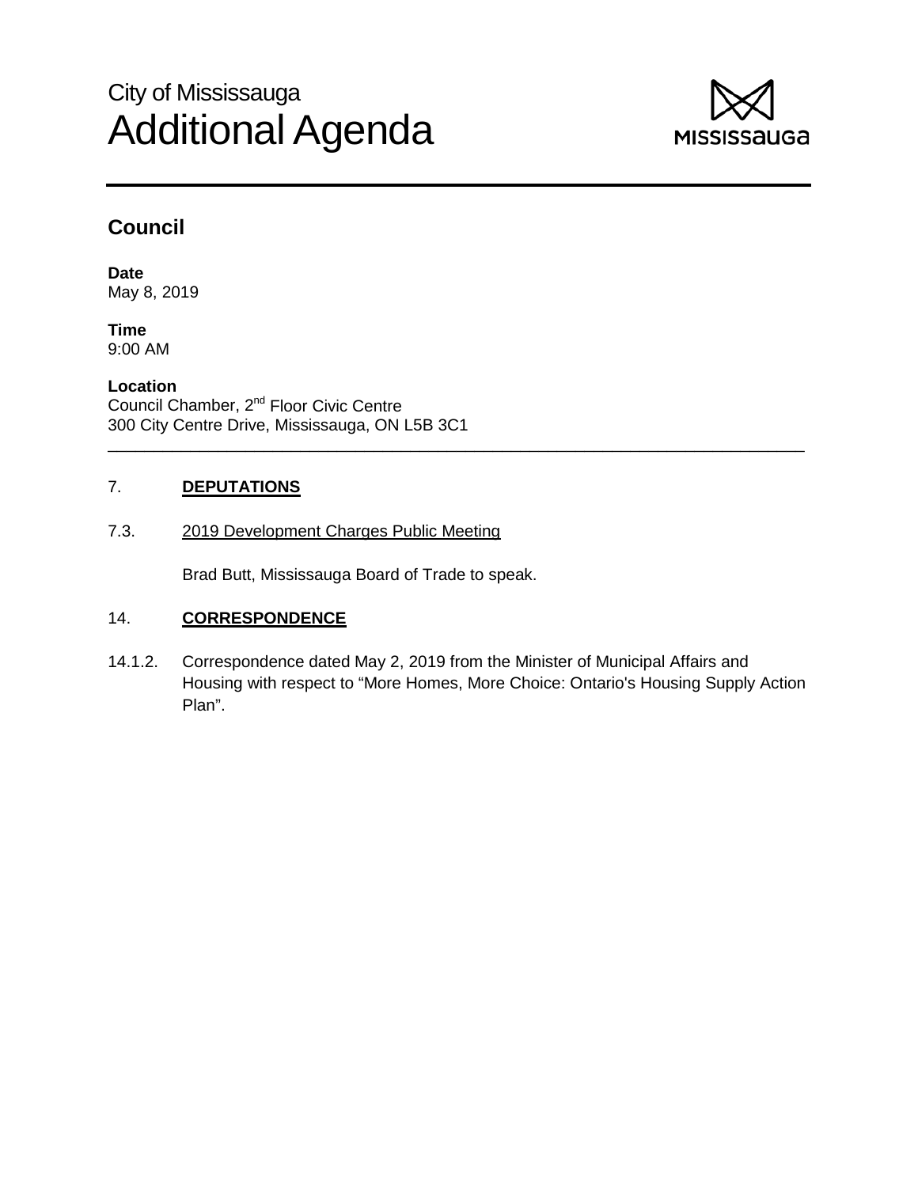# City of Mississauga
# Additional Agenda

## Council

**Date**
May 8, 2019

**Time**
9:00 AM

**Location**
Council Chamber, 2nd Floor Civic Centre
300 City Centre Drive, Mississauga, ON L5B 3C1

---

7. **DEPUTATIONS**

7.3. 2019 Development Charges Public Meeting

Brad Butt, Mississauga Board of Trade to speak.

14. **CORRESPONDENCE**

14.1.2. Correspondence dated May 2, 2019 from the Minister of Municipal Affairs and Housing with respect to "More Homes, More Choice: Ontario's Housing Supply Action Plan".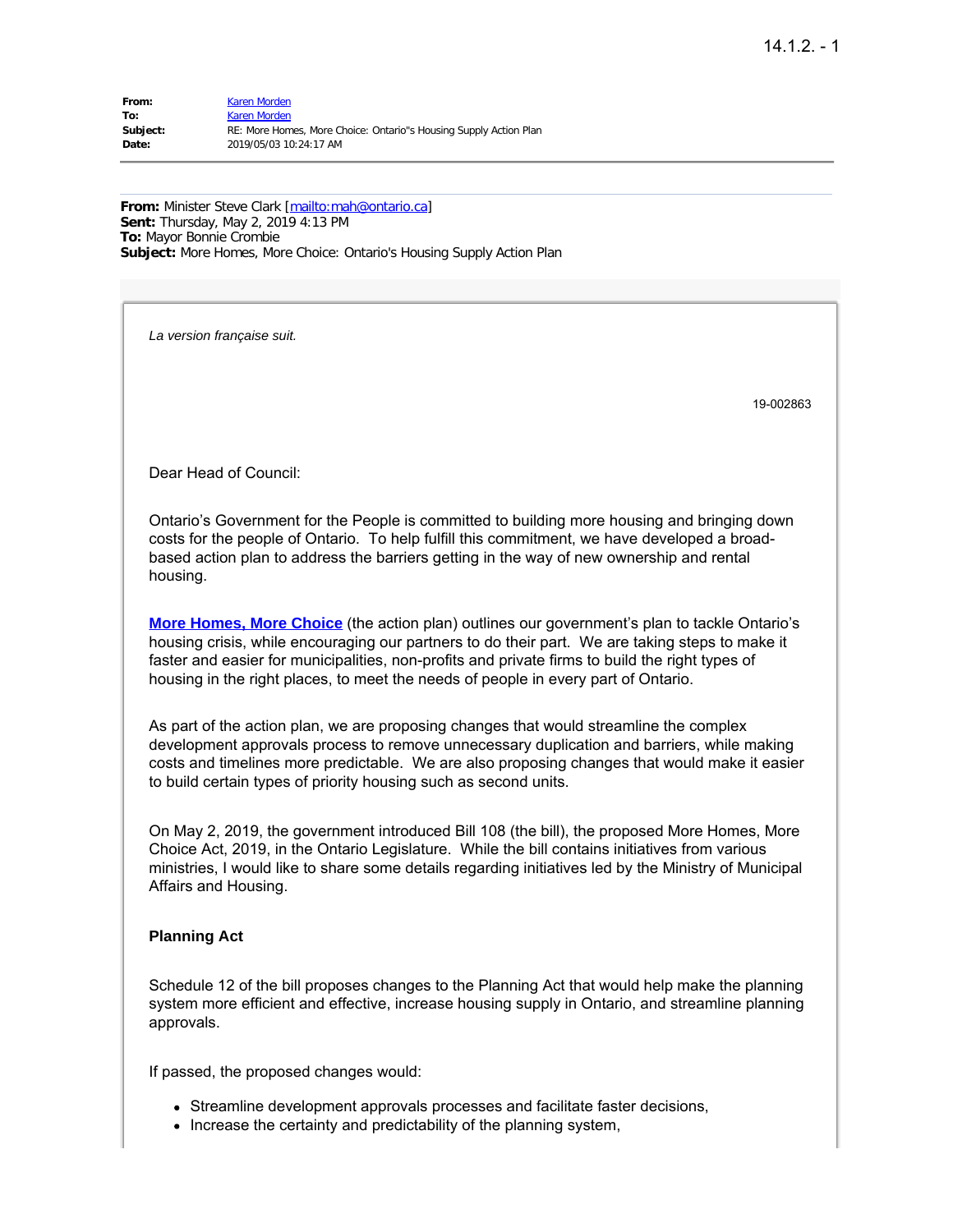| | |
|---|---|
| **From:** | Karen Morden |
| **To:** | Karen Morden |
| **Subject:** | RE: More Homes, More Choice: Ontario"s Housing Supply Action Plan |
| **Date:** | 2019/05/03 10:24:17 AM |

---

**From:** Minister Steve Clark [mailto:mah@ontario.ca]
**Sent:** Thursday, May 2, 2019 4:13 PM
**To:** Mayor Bonnie Crombie
**Subject:** More Homes, More Choice: Ontario's Housing Supply Action Plan

*La version française suit.*

19-002863

Dear Head of Council:

Ontario's Government for the People is committed to building more housing and bringing down costs for the people of Ontario. To help fulfill this commitment, we have developed a broad-based action plan to address the barriers getting in the way of new ownership and rental housing.

**More Homes, More Choice** (the action plan) outlines our government's plan to tackle Ontario's housing crisis, while encouraging our partners to do their part. We are taking steps to make it faster and easier for municipalities, non-profits and private firms to build the right types of housing in the right places, to meet the needs of people in every part of Ontario.

As part of the action plan, we are proposing changes that would streamline the complex development approvals process to remove unnecessary duplication and barriers, while making costs and timelines more predictable. We are also proposing changes that would make it easier to build certain types of priority housing such as second units.

On May 2, 2019, the government introduced Bill 108 (the bill), the proposed More Homes, More Choice Act, 2019, in the Ontario Legislature. While the bill contains initiatives from various ministries, I would like to share some details regarding initiatives led by the Ministry of Municipal Affairs and Housing.

**Planning Act**

Schedule 12 of the bill proposes changes to the Planning Act that would help make the planning system more efficient and effective, increase housing supply in Ontario, and streamline planning approvals.

If passed, the proposed changes would:

- Streamline development approvals processes and facilitate faster decisions,
- Increase the certainty and predictability of the planning system,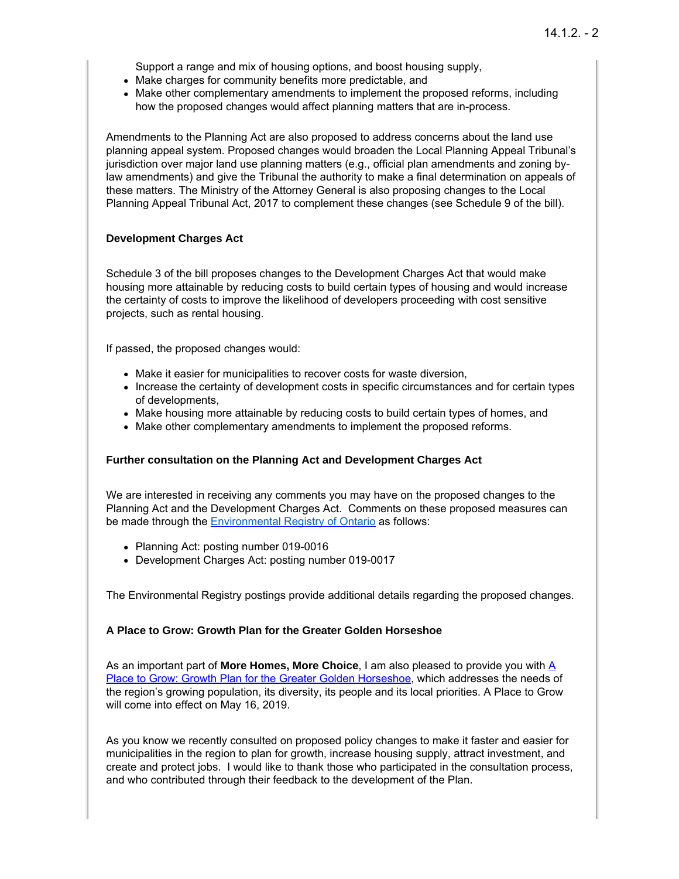Support a range and mix of housing options, and boost housing supply,
- Make charges for community benefits more predictable, and
- Make other complementary amendments to implement the proposed reforms, including how the proposed changes would affect planning matters that are in-process.

Amendments to the Planning Act are also proposed to address concerns about the land use planning appeal system. Proposed changes would broaden the Local Planning Appeal Tribunal's jurisdiction over major land use planning matters (e.g., official plan amendments and zoning by-law amendments) and give the Tribunal the authority to make a final determination on appeals of these matters. The Ministry of the Attorney General is also proposing changes to the Local Planning Appeal Tribunal Act, 2017 to complement these changes (see Schedule 9 of the bill).

**Development Charges Act**

Schedule 3 of the bill proposes changes to the Development Charges Act that would make housing more attainable by reducing costs to build certain types of housing and would increase the certainty of costs to improve the likelihood of developers proceeding with cost sensitive projects, such as rental housing.

If passed, the proposed changes would:

- Make it easier for municipalities to recover costs for waste diversion,
- Increase the certainty of development costs in specific circumstances and for certain types of developments,
- Make housing more attainable by reducing costs to build certain types of homes, and
- Make other complementary amendments to implement the proposed reforms.

**Further consultation on the Planning Act and Development Charges Act**

We are interested in receiving any comments you may have on the proposed changes to the Planning Act and the Development Charges Act. Comments on these proposed measures can be made through the Environmental Registry of Ontario as follows:

- Planning Act: posting number 019-0016
- Development Charges Act: posting number 019-0017

The Environmental Registry postings provide additional details regarding the proposed changes.

**A Place to Grow: Growth Plan for the Greater Golden Horseshoe**

As an important part of **More Homes, More Choice**, I am also pleased to provide you with A Place to Grow: Growth Plan for the Greater Golden Horseshoe, which addresses the needs of the region's growing population, its diversity, its people and its local priorities. A Place to Grow will come into effect on May 16, 2019.

As you know we recently consulted on proposed policy changes to make it faster and easier for municipalities in the region to plan for growth, increase housing supply, attract investment, and create and protect jobs. I would like to thank those who participated in the consultation process, and who contributed through their feedback to the development of the Plan.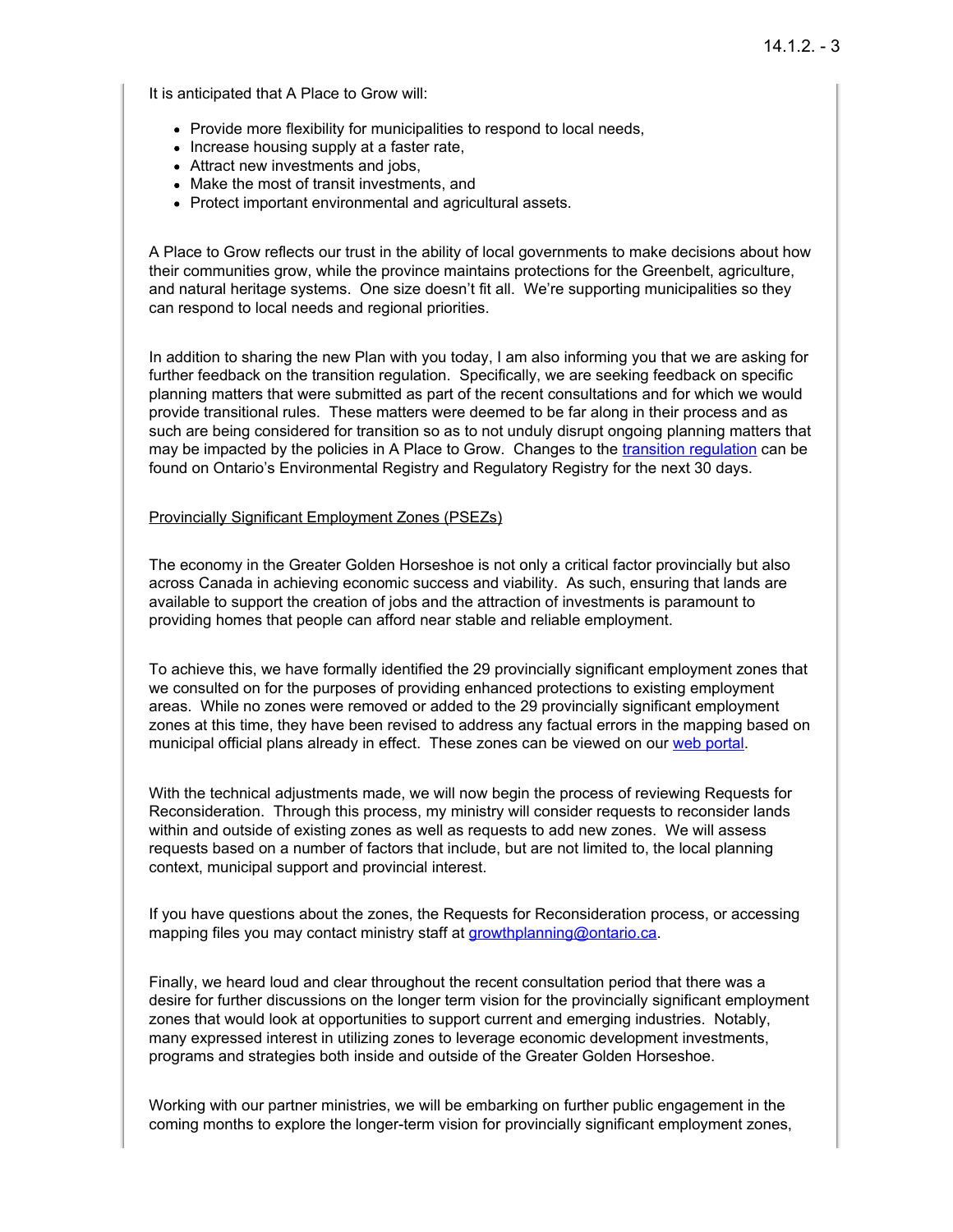It is anticipated that A Place to Grow will:

- Provide more flexibility for municipalities to respond to local needs,
- Increase housing supply at a faster rate,
- Attract new investments and jobs,
- Make the most of transit investments, and
- Protect important environmental and agricultural assets.

A Place to Grow reflects our trust in the ability of local governments to make decisions about how their communities grow, while the province maintains protections for the Greenbelt, agriculture, and natural heritage systems. One size doesn't fit all. We're supporting municipalities so they can respond to local needs and regional priorities.

In addition to sharing the new Plan with you today, I am also informing you that we are asking for further feedback on the transition regulation. Specifically, we are seeking feedback on specific planning matters that were submitted as part of the recent consultations and for which we would provide transitional rules. These matters were deemed to be far along in their process and as such are being considered for transition so as to not unduly disrupt ongoing planning matters that may be impacted by the policies in A Place to Grow. Changes to the [transition regulation]() can be found on Ontario's Environmental Registry and Regulatory Registry for the next 30 days.

Provincially Significant Employment Zones (PSEZs)

The economy in the Greater Golden Horseshoe is not only a critical factor provincially but also across Canada in achieving economic success and viability. As such, ensuring that lands are available to support the creation of jobs and the attraction of investments is paramount to providing homes that people can afford near stable and reliable employment.

To achieve this, we have formally identified the 29 provincially significant employment zones that we consulted on for the purposes of providing enhanced protections to existing employment areas. While no zones were removed or added to the 29 provincially significant employment zones at this time, they have been revised to address any factual errors in the mapping based on municipal official plans already in effect. These zones can be viewed on our [web portal]().

With the technical adjustments made, we will now begin the process of reviewing Requests for Reconsideration. Through this process, my ministry will consider requests to reconsider lands within and outside of existing zones as well as requests to add new zones. We will assess requests based on a number of factors that include, but are not limited to, the local planning context, municipal support and provincial interest.

If you have questions about the zones, the Requests for Reconsideration process, or accessing mapping files you may contact ministry staff at growthplanning@ontario.ca.

Finally, we heard loud and clear throughout the recent consultation period that there was a desire for further discussions on the longer term vision for the provincially significant employment zones that would look at opportunities to support current and emerging industries. Notably, many expressed interest in utilizing zones to leverage economic development investments, programs and strategies both inside and outside of the Greater Golden Horseshoe.

Working with our partner ministries, we will be embarking on further public engagement in the coming months to explore the longer-term vision for provincially significant employment zones,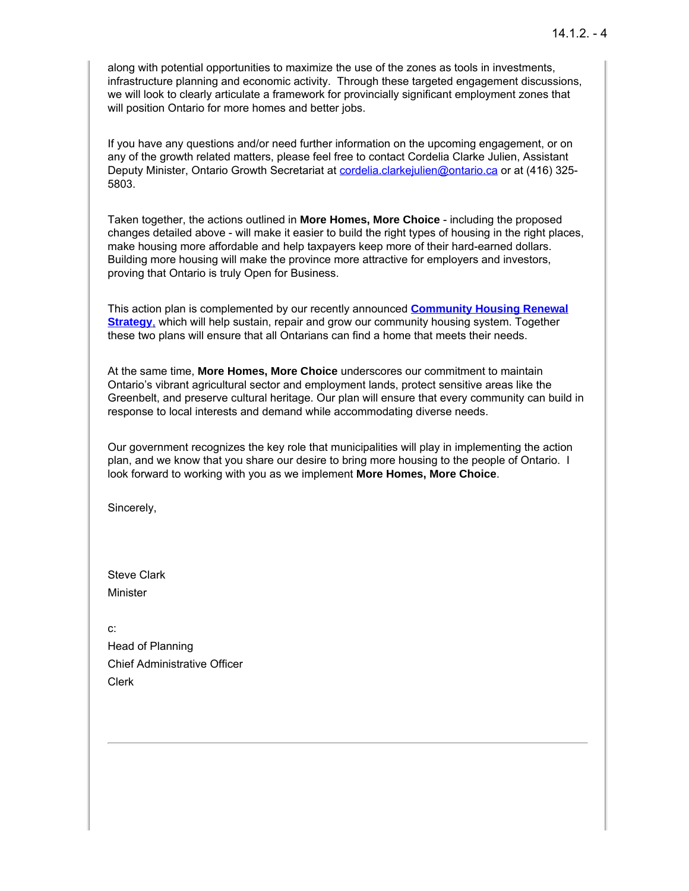along with potential opportunities to maximize the use of the zones as tools in investments, infrastructure planning and economic activity. Through these targeted engagement discussions, we will look to clearly articulate a framework for provincially significant employment zones that will position Ontario for more homes and better jobs.

If you have any questions and/or need further information on the upcoming engagement, or on any of the growth related matters, please feel free to contact Cordelia Clarke Julien, Assistant Deputy Minister, Ontario Growth Secretariat at cordelia.clarkejulien@ontario.ca or at (416) 325-5803.

Taken together, the actions outlined in **More Homes, More Choice** - including the proposed changes detailed above - will make it easier to build the right types of housing in the right places, make housing more affordable and help taxpayers keep more of their hard-earned dollars. Building more housing will make the province more attractive for employers and investors, proving that Ontario is truly Open for Business.

This action plan is complemented by our recently announced **Community Housing Renewal Strategy**, which will help sustain, repair and grow our community housing system. Together these two plans will ensure that all Ontarians can find a home that meets their needs.

At the same time, **More Homes, More Choice** underscores our commitment to maintain Ontario's vibrant agricultural sector and employment lands, protect sensitive areas like the Greenbelt, and preserve cultural heritage. Our plan will ensure that every community can build in response to local interests and demand while accommodating diverse needs.

Our government recognizes the key role that municipalities will play in implementing the action plan, and we know that you share our desire to bring more housing to the people of Ontario. I look forward to working with you as we implement **More Homes, More Choice**.

Sincerely,

Steve Clark
Minister

c:
Head of Planning
Chief Administrative Officer
Clerk